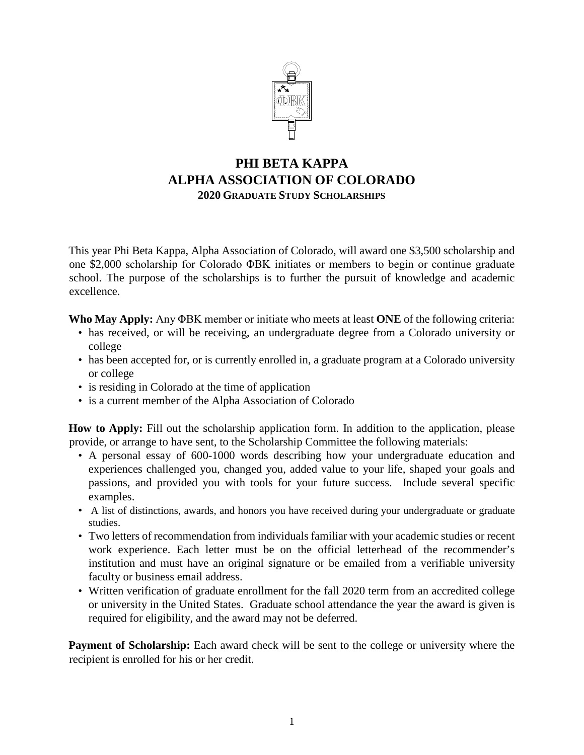# PHI BETA KAPPA
# ALPHA ASSOCIATION OF COLORADO
### 2020 GRADUATE STUDY SCHOLARSHIPS

This year Phi Beta Kappa, Alpha Association of Colorado, will award one $3,500 scholarship and one $2,000 scholarship for Colorado ΦBK initiates or members to begin or continue graduate school. The purpose of the scholarships is to further the pursuit of knowledge and academic excellence.

**Who May Apply:** Any ΦBK member or initiate who meets at least **ONE** of the following criteria:

- has received, or will be receiving, an undergraduate degree from a Colorado university or college
- has been accepted for, or is currently enrolled in, a graduate program at a Colorado university or college
- is residing in Colorado at the time of application
- is a current member of the Alpha Association of Colorado

**How to Apply:** Fill out the scholarship application form. In addition to the application, please provide, or arrange to have sent, to the Scholarship Committee the following materials:

- A personal essay of 600-1000 words describing how your undergraduate education and experiences challenged you, changed you, added value to your life, shaped your goals and passions, and provided you with tools for your future success. Include several specific examples.
- A list of distinctions, awards, and honors you have received during your undergraduate or graduate studies.
- Two letters of recommendation from individuals familiar with your academic studies or recent work experience. Each letter must be on the official letterhead of the recommender's institution and must have an original signature or be emailed from a verifiable university faculty or business email address.
- Written verification of graduate enrollment for the fall 2020 term from an accredited college or university in the United States. Graduate school attendance the year the award is given is required for eligibility, and the award may not be deferred.

**Payment of Scholarship:** Each award check will be sent to the college or university where the recipient is enrolled for his or her credit.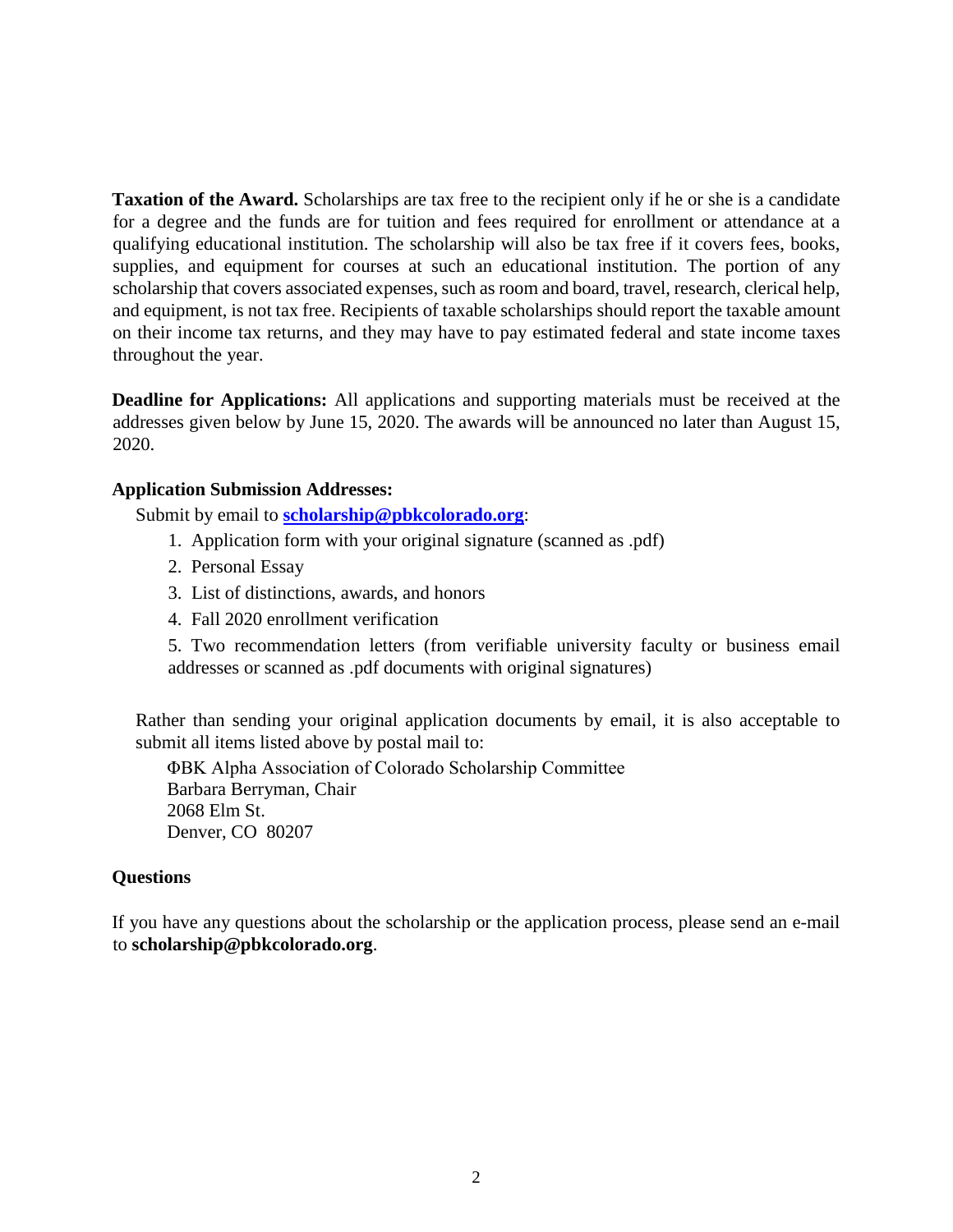**Taxation of the Award.** Scholarships are tax free to the recipient only if he or she is a candidate for a degree and the funds are for tuition and fees required for enrollment or attendance at a qualifying educational institution. The scholarship will also be tax free if it covers fees, books, supplies, and equipment for courses at such an educational institution. The portion of any scholarship that covers associated expenses, such as room and board, travel, research, clerical help, and equipment, is not tax free. Recipients of taxable scholarships should report the taxable amount on their income tax returns, and they may have to pay estimated federal and state income taxes throughout the year.

**Deadline for Applications:** All applications and supporting materials must be received at the addresses given below by June 15, 2020. The awards will be announced no later than August 15, 2020.

**Application Submission Addresses:**

Submit by email to **scholarship@pbkcolorado.org**:

1. Application form with your original signature (scanned as .pdf)
2. Personal Essay
3. List of distinctions, awards, and honors
4. Fall 2020 enrollment verification
5. Two recommendation letters (from verifiable university faculty or business email addresses or scanned as .pdf documents with original signatures)

Rather than sending your original application documents by email, it is also acceptable to submit all items listed above by postal mail to:

ΦΒΚ Alpha Association of Colorado Scholarship Committee
Barbara Berryman, Chair
2068 Elm St.
Denver, CO 80207

**Questions**

If you have any questions about the scholarship or the application process, please send an e-mail to **scholarship@pbkcolorado.org**.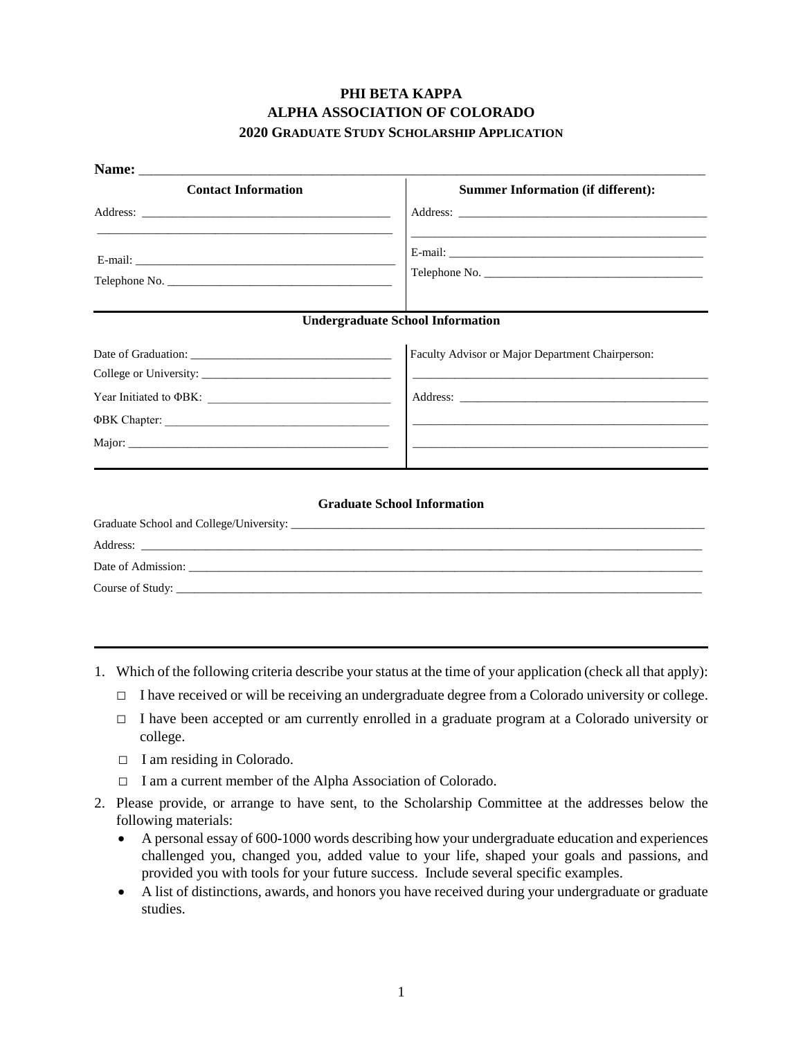# PHI BETA KAPPA
## ALPHA ASSOCIATION OF COLORADO
### 2020 GRADUATE STUDY SCHOLARSHIP APPLICATION

**Name:** ______________________________________________________________________________

| Contact Information | Summer Information (if different): |
|---|---|
| Address: ________________________________________ | Address: ________________________________________ |
| ________________________________________________ | ________________________________________________ |
| E-mail: _________________________________________ | E-mail: _________________________________________ |
| Telephone No. ____________________________________ | Telephone No. ____________________________________ |

**Undergraduate School Information**

| | |
|---|---|
| Date of Graduation: ________________________________ | Faculty Advisor or Major Department Chairperson: |
| College or University: ______________________________ | ________________________________________________ |
| Year Initiated to ΦBK: ______________________________ | Address: ________________________________________ |
| ΦBK Chapter: ____________________________________ | ________________________________________________ |
| Major: _________________________________________ | ________________________________________________ |

**Graduate School Information**

Graduate School and College/University: ____________________________________________________________

Address: ______________________________________________________________________________________

Date of Admission: _____________________________________________________________________________

Course of Study: _______________________________________________________________________________

1. Which of the following criteria describe your status at the time of your application (check all that apply):
   - □ I have received or will be receiving an undergraduate degree from a Colorado university or college.
   - □ I have been accepted or am currently enrolled in a graduate program at a Colorado university or college.
   - □ I am residing in Colorado.
   - □ I am a current member of the Alpha Association of Colorado.
2. Please provide, or arrange to have sent, to the Scholarship Committee at the addresses below the following materials:
   - A personal essay of 600-1000 words describing how your undergraduate education and experiences challenged you, changed you, added value to your life, shaped your goals and passions, and provided you with tools for your future success. Include several specific examples.
   - A list of distinctions, awards, and honors you have received during your undergraduate or graduate studies.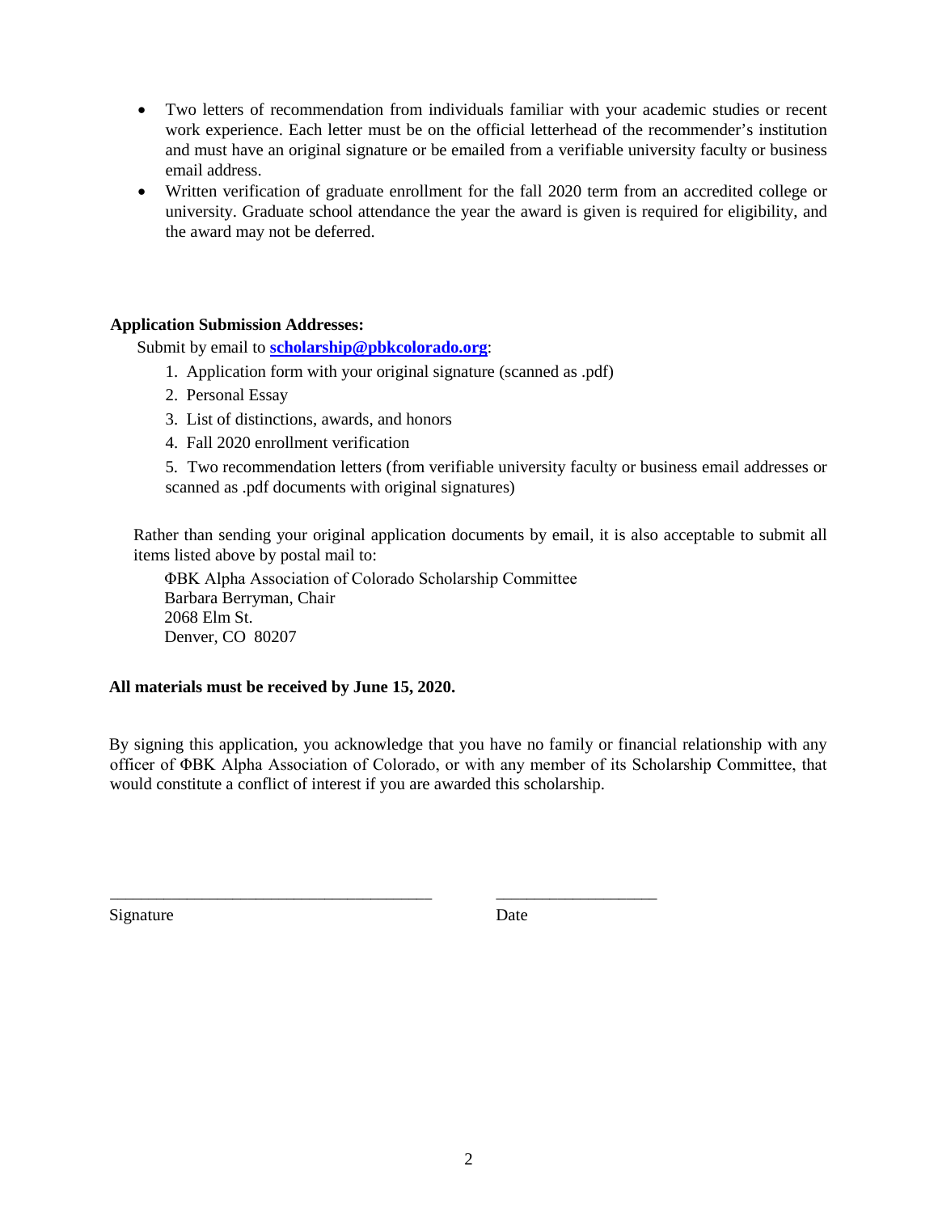- Two letters of recommendation from individuals familiar with your academic studies or recent work experience. Each letter must be on the official letterhead of the recommender's institution and must have an original signature or be emailed from a verifiable university faculty or business email address.
- Written verification of graduate enrollment for the fall 2020 term from an accredited college or university. Graduate school attendance the year the award is given is required for eligibility, and the award may not be deferred.

**Application Submission Addresses:**

Submit by email to **scholarship@pbkcolorado.org**:

1. Application form with your original signature (scanned as .pdf)
2. Personal Essay
3. List of distinctions, awards, and honors
4. Fall 2020 enrollment verification
5. Two recommendation letters (from verifiable university faculty or business email addresses or scanned as .pdf documents with original signatures)

Rather than sending your original application documents by email, it is also acceptable to submit all items listed above by postal mail to:

ΦBK Alpha Association of Colorado Scholarship Committee
Barbara Berryman, Chair
2068 Elm St.
Denver, CO 80207

**All materials must be received by June 15, 2020.**

By signing this application, you acknowledge that you have no family or financial relationship with any officer of ΦBK Alpha Association of Colorado, or with any member of its Scholarship Committee, that would constitute a conflict of interest if you are awarded this scholarship.

\_\_\_\_\_\_\_\_\_\_\_\_\_\_\_\_\_\_\_\_\_\_\_\_\_\_\_\_\_\_\_\_\_\_\_\_\_\_\_\_ \_\_\_\_\_\_\_\_\_\_\_\_\_\_\_\_\_\_\_\_

Signature Date